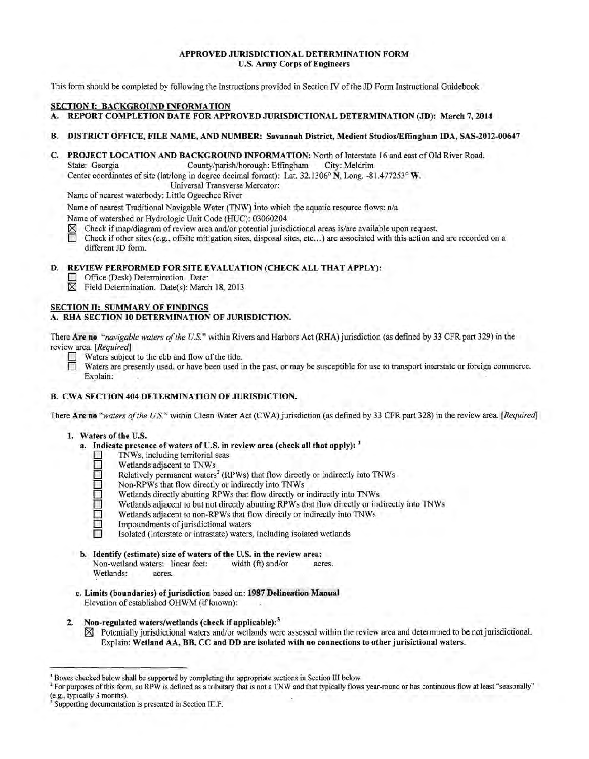**APPROVED JURISDICTIONAL DETERMINATION FORM**
**U.S. Army Corps of Engineers**

This form should be completed by following the instructions provided in Section IV of the JD Form Instructional Guidebook.

## SECTION I: BACKGROUND INFORMATION

**A. REPORT COMPLETION DATE FOR APPROVED JURISDICTIONAL DETERMINATION (JD): March 7, 2014**

**B. DISTRICT OFFICE, FILE NAME, AND NUMBER: Savannah District, Medient Studios/Effingham IDA, SAS-2012-00647**

**C. PROJECT LOCATION AND BACKGROUND INFORMATION:** North of Interstate 16 and east of Old River Road.

State: Georgia County/parish/borough: Effingham City: Meldrim

Center coordinates of site (lat/long in degree decimal format): Lat. 32.1306° **N**, Long. -81.477253° **W**.

Universal Transverse Mercator:

Name of nearest waterbody: Little Ogeechee River

Name of nearest Traditional Navigable Water (TNW) into which the aquatic resource flows: n/a

Name of watershed or Hydrologic Unit Code (HUC): 03060204

☒ Check if map/diagram of review area and/or potential jurisdictional areas is/are available upon request.

☐ Check if other sites (e.g., offsite mitigation sites, disposal sites, etc...) are associated with this action and are recorded on a different JD form.

**D. REVIEW PERFORMED FOR SITE EVALUATION (CHECK ALL THAT APPLY):**

☐ Office (Desk) Determination. Date:

☒ Field Determination. Date(s): March 18, 2013

## SECTION II: SUMMARY OF FINDINGS

**A. RHA SECTION 10 DETERMINATION OF JURISDICTION.**

There **Are no** "*navigable waters of the U.S.*" within Rivers and Harbors Act (RHA) jurisdiction (as defined by 33 CFR part 329) in the review area. [*Required*]

☐ Waters subject to the ebb and flow of the tide.

☐ Waters are presently used, or have been used in the past, or may be susceptible for use to transport interstate or foreign commerce. Explain:

**B. CWA SECTION 404 DETERMINATION OF JURISDICTION.**

There **Are no** "*waters of the U.S.*" within Clean Water Act (CWA) jurisdiction (as defined by 33 CFR part 328) in the review area. [*Required*]

**1. Waters of the U.S.**

**a. Indicate presence of waters of U.S. in review area (check all that apply):** [1]

☐ TNWs, including territorial seas
☐ Wetlands adjacent to TNWs
☐ Relatively permanent waters[2] (RPWs) that flow directly or indirectly into TNWs
☐ Non-RPWs that flow directly or indirectly into TNWs
☐ Wetlands directly abutting RPWs that flow directly or indirectly into TNWs
☐ Wetlands adjacent to but not directly abutting RPWs that flow directly or indirectly into TNWs
☐ Wetlands adjacent to non-RPWs that flow directly or indirectly into TNWs
☐ Impoundments of jurisdictional waters
☐ Isolated (interstate or intrastate) waters, including isolated wetlands

**b. Identify (estimate) size of waters of the U.S. in the review area:**

Non-wetland waters: linear feet: width (ft) and/or acres.
Wetlands: acres.

**c. Limits (boundaries) of jurisdiction** based on: **1987 Delineation Manual**

Elevation of established OHWM (if known):

**2. Non-regulated waters/wetlands (check if applicable):**[3]

☒ Potentially jurisdictional waters and/or wetlands were assessed within the review area and determined to be not jurisdictional. Explain: **Wetland AA, BB, CC and DD are isolated with no connections to other jurisictional waters.**

---

[1] Boxes checked below shall be supported by completing the appropriate sections in Section III below.

[2] For purposes of this form, an RPW is defined as a tributary that is not a TNW and that typically flows year-round or has continuous flow at least "seasonally" (e.g., typically 3 months).

[3] Supporting documentation is presented in Section III.F.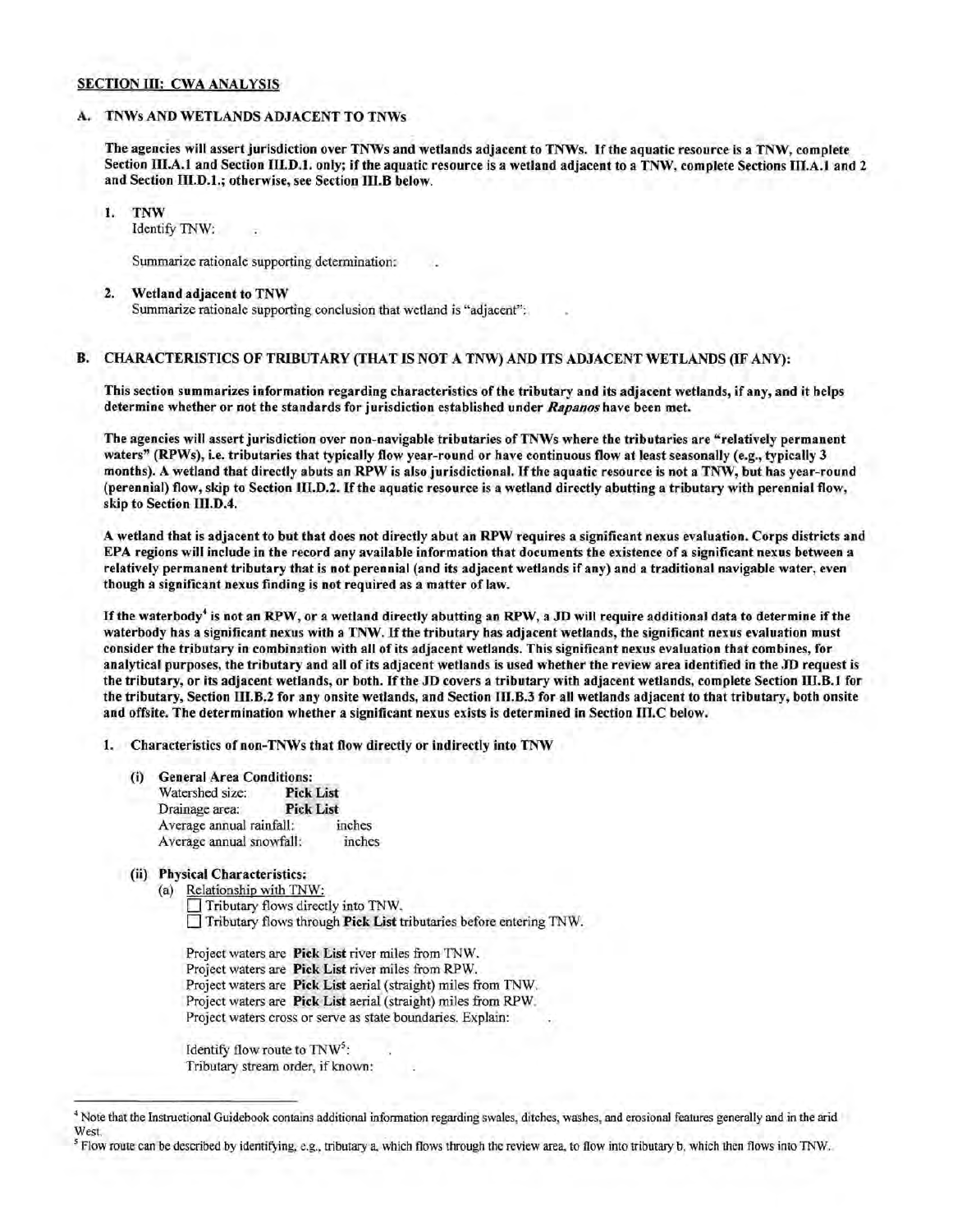## SECTION III: CWA ANALYSIS

### A. TNWs AND WETLANDS ADJACENT TO TNWs

**The agencies will assert jurisdiction over TNWs and wetlands adjacent to TNWs. If the aquatic resource is a TNW, complete Section III.A.1 and Section III.D.1. only; if the aquatic resource is a wetland adjacent to a TNW, complete Sections III.A.1 and 2 and Section III.D.1.; otherwise, see Section III.B below.**

1. **TNW**
   Identify TNW: .

   Summarize rationale supporting determination: .

2. **Wetland adjacent to TNW**
   Summarize rationale supporting conclusion that wetland is "adjacent": .

### B. CHARACTERISTICS OF TRIBUTARY (THAT IS NOT A TNW) AND ITS ADJACENT WETLANDS (IF ANY):

**This section summarizes information regarding characteristics of the tributary and its adjacent wetlands, if any, and it helps determine whether or not the standards for jurisdiction established under *Rapanos* have been met.**

**The agencies will assert jurisdiction over non-navigable tributaries of TNWs where the tributaries are "relatively permanent waters" (RPWs), i.e. tributaries that typically flow year-round or have continuous flow at least seasonally (e.g., typically 3 months). A wetland that directly abuts an RPW is also jurisdictional. If the aquatic resource is not a TNW, but has year-round (perennial) flow, skip to Section III.D.2. If the aquatic resource is a wetland directly abutting a tributary with perennial flow, skip to Section III.D.4.**

**A wetland that is adjacent to but that does not directly abut an RPW requires a significant nexus evaluation. Corps districts and EPA regions will include in the record any available information that documents the existence of a significant nexus between a relatively permanent tributary that is not perennial (and its adjacent wetlands if any) and a traditional navigable water, even though a significant nexus finding is not required as a matter of law.**

**If the waterbody[4] is not an RPW, or a wetland directly abutting an RPW, a JD will require additional data to determine if the waterbody has a significant nexus with a TNW. If the tributary has adjacent wetlands, the significant nexus evaluation must consider the tributary in combination with all of its adjacent wetlands. This significant nexus evaluation that combines, for analytical purposes, the tributary and all of its adjacent wetlands is used whether the review area identified in the JD request is the tributary, or its adjacent wetlands, or both. If the JD covers a tributary with adjacent wetlands, complete Section III.B.1 for the tributary, Section III.B.2 for any onsite wetlands, and Section III.B.3 for all wetlands adjacent to that tributary, both onsite and offsite. The determination whether a significant nexus exists is determined in Section III.C below.**

1. **Characteristics of non-TNWs that flow directly or indirectly into TNW**

   (i) **General Area Conditions:**
   Watershed size: **Pick List**
   Drainage area: **Pick List**
   Average annual rainfall: inches
   Average annual snowfall: inches

   (ii) **Physical Characteristics:**
   (a) Relationship with TNW:
   ☐ Tributary flows directly into TNW.
   ☐ Tributary flows through **Pick List** tributaries before entering TNW.

   Project waters are **Pick List** river miles from TNW.
   Project waters are **Pick List** river miles from RPW.
   Project waters are **Pick List** aerial (straight) miles from TNW.
   Project waters are **Pick List** aerial (straight) miles from RPW.
   Project waters cross or serve as state boundaries. Explain: .

   Identify flow route to TNW[5]: .
   Tributary stream order, if known: .

---

[4] Note that the Instructional Guidebook contains additional information regarding swales, ditches, washes, and erosional features generally and in the arid West.

[5] Flow route can be described by identifying, e.g., tributary a, which flows through the review area, to flow into tributary b, which then flows into TNW.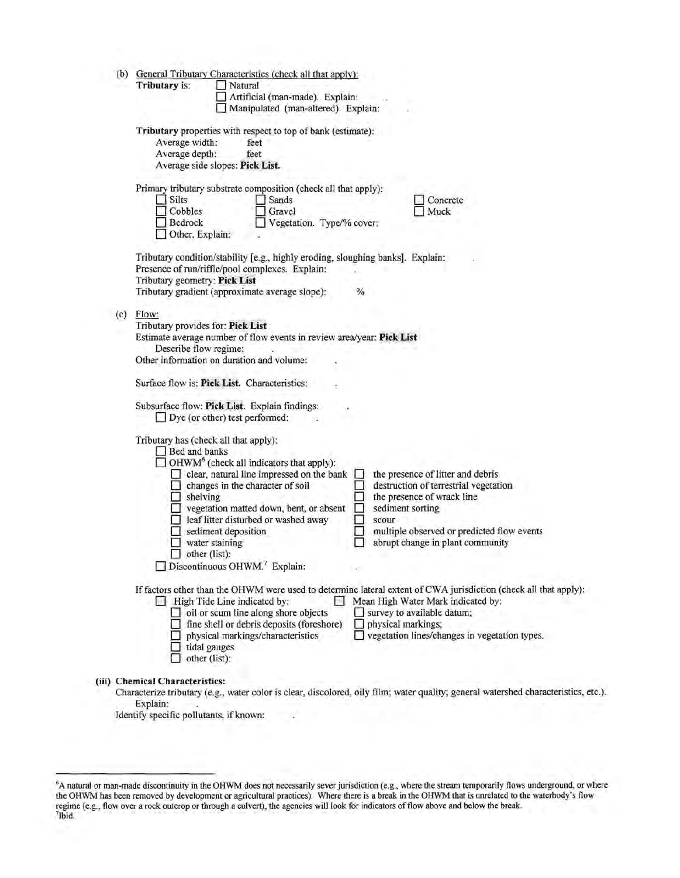(b) General Tributary Characteristics (check all that apply):

**Tributary** is: ☐ Natural
☐ Artificial (man-made). Explain:
☐ Manipulated (man-altered). Explain:

**Tributary** properties with respect to top of bank (estimate):
Average width: feet
Average depth: feet
Average side slopes: **Pick List.**

Primary tributary substrate composition (check all that apply):

☐ Silts ☐ Sands ☐ Concrete
☐ Cobbles ☐ Gravel ☐ Muck
☐ Bedrock ☐ Vegetation. Type/% cover:
☐ Other. Explain:

Tributary condition/stability [e.g., highly eroding, sloughing banks]. Explain:
Presence of run/riffle/pool complexes. Explain:
Tributary geometry: **Pick List**
Tributary gradient (approximate average slope): %

(c) Flow:

Tributary provides for: **Pick List**
Estimate average number of flow events in review area/year: **Pick List**
Describe flow regime:
Other information on duration and volume:

Surface flow is: **Pick List.** Characteristics:

Subsurface flow: **Pick List.** Explain findings:
☐ Dye (or other) test performed:

Tributary has (check all that apply):
☐ Bed and banks
☐ OHWM[6] (check all indicators that apply):

☐ clear, natural line impressed on the bank ☐ the presence of litter and debris
☐ changes in the character of soil ☐ destruction of terrestrial vegetation
☐ shelving ☐ the presence of wrack line
☐ vegetation matted down, bent, or absent ☐ sediment sorting
☐ leaf litter disturbed or washed away ☐ scour
☐ sediment deposition ☐ multiple observed or predicted flow events
☐ water staining ☐ abrupt change in plant community
☐ other (list):

☐ Discontinuous OHWM.[7] Explain:

If factors other than the OHWM were used to determine lateral extent of CWA jurisdiction (check all that apply):

☐ High Tide Line indicated by: ☐ Mean High Water Mark indicated by:
☐ oil or scum line along shore objects ☐ survey to available datum;
☐ fine shell or debris deposits (foreshore) ☐ physical markings;
☐ physical markings/characteristics ☐ vegetation lines/changes in vegetation types.
☐ tidal gauges
☐ other (list):

**(iii) Chemical Characteristics:**

Characterize tributary (e.g., water color is clear, discolored, oily film; water quality; general watershed characteristics, etc.).
Explain:
Identify specific pollutants, if known:

---

[6]A natural or man-made discontinuity in the OHWM does not necessarily sever jurisdiction (e.g., where the stream temporarily flows underground, or where the OHWM has been removed by development or agricultural practices). Where there is a break in the OHWM that is unrelated to the waterbody's flow regime (e.g., flow over a rock outcrop or through a culvert), the agencies will look for indicators of flow above and below the break.

[7]Ibid.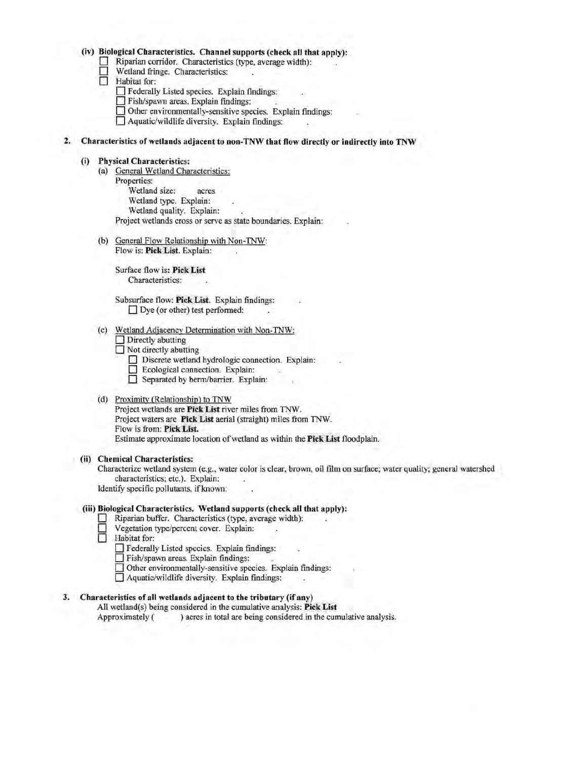**(iv) Biological Characteristics. Channel supports (check all that apply):**

- ☐ Riparian corridor. Characteristics (type, average width): .
- ☐ Wetland fringe. Characteristics: .
- ☐ Habitat for:
  - ☐ Federally Listed species. Explain findings: .
  - ☐ Fish/spawn areas. Explain findings: .
  - ☐ Other environmentally-sensitive species. Explain findings: .
  - ☐ Aquatic/wildlife diversity. Explain findings: .

**2. Characteristics of wetlands adjacent to non-TNW that flow directly or indirectly into TNW**

**(i) Physical Characteristics:**

(a) General Wetland Characteristics:

Properties:

Wetland size: acres

Wetland type. Explain: .

Wetland quality. Explain: .

Project wetlands cross or serve as state boundaries. Explain: .

(b) General Flow Relationship with Non-TNW:

Flow is: **Pick List**. Explain: .

Surface flow is: **Pick List**

Characteristics: .

Subsurface flow: **Pick List**. Explain findings: .

☐ Dye (or other) test performed: .

(c) Wetland Adjacency Determination with Non-TNW:

- ☐ Directly abutting
- ☐ Not directly abutting
  - ☐ Discrete wetland hydrologic connection. Explain: .
  - ☐ Ecological connection. Explain: .
  - ☐ Separated by berm/barrier. Explain: .

(d) Proximity (Relationship) to TNW

Project wetlands are **Pick List** river miles from TNW.

Project waters are **Pick List** aerial (straight) miles from TNW.

Flow is from: **Pick List.**

Estimate approximate location of wetland as within the **Pick List** floodplain.

**(ii) Chemical Characteristics:**

Characterize wetland system (e.g., water color is clear, brown, oil film on surface; water quality; general watershed characteristics; etc.). Explain: .

Identify specific pollutants, if known: .

**(iii) Biological Characteristics. Wetland supports (check all that apply):**

- ☐ Riparian buffer. Characteristics (type, average width): .
- ☐ Vegetation type/percent cover. Explain: .
- ☐ Habitat for:
  - ☐ Federally Listed species. Explain findings: .
  - ☐ Fish/spawn areas. Explain findings: .
  - ☐ Other environmentally-sensitive species. Explain findings: .
  - ☐ Aquatic/wildlife diversity. Explain findings: .

**3. Characteristics of all wetlands adjacent to the tributary (if any)**

All wetland(s) being considered in the cumulative analysis: **Pick List**

Approximately ( ) acres in total are being considered in the cumulative analysis.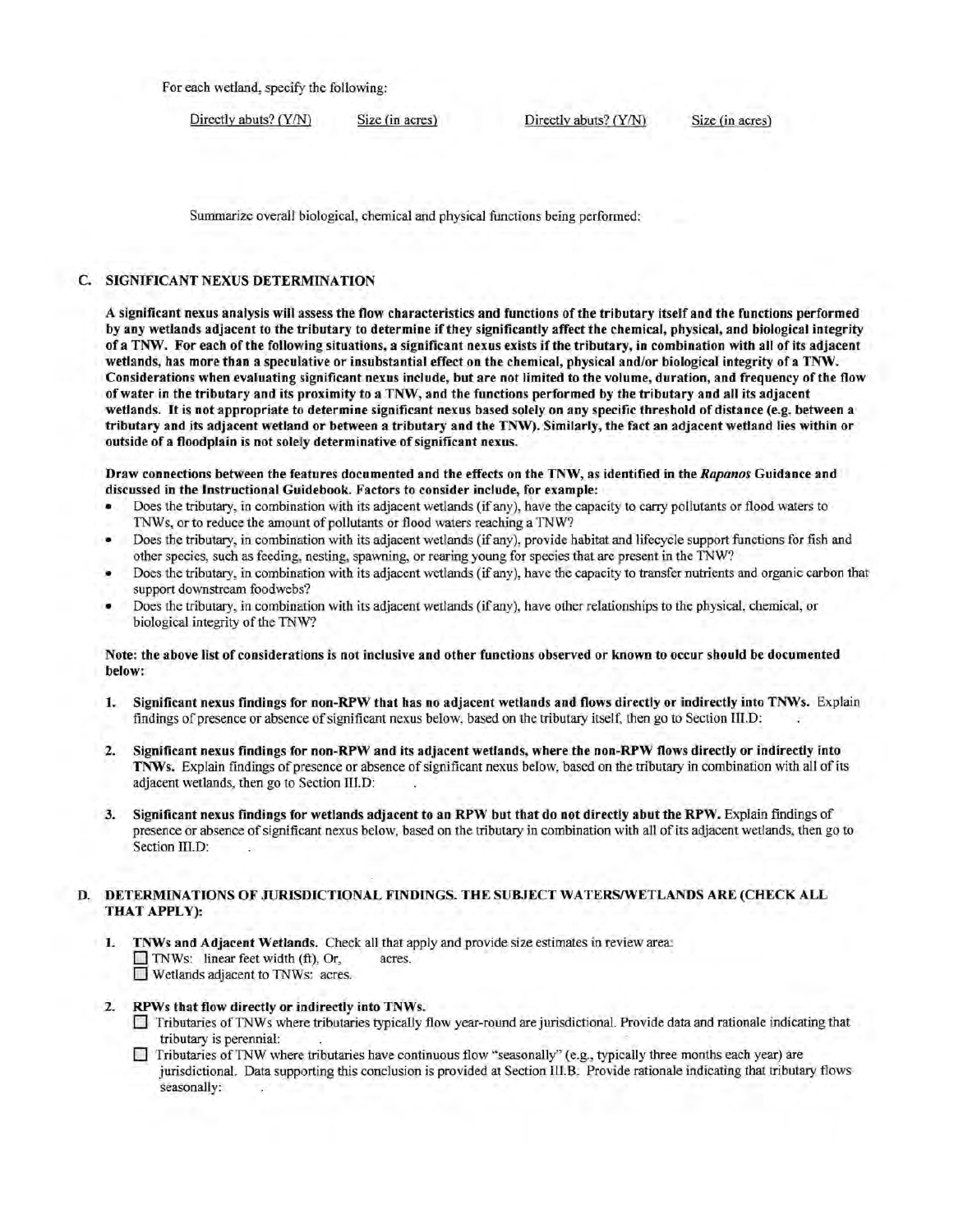For each wetland, specify the following:

| Directly abuts? (Y/N) | Size (in acres) | Directly abuts? (Y/N) | Size (in acres) |
|---|---|---|---|

Summarize overall biological, chemical and physical functions being performed:

### C. SIGNIFICANT NEXUS DETERMINATION

**A significant nexus analysis will assess the flow characteristics and functions of the tributary itself and the functions performed by any wetlands adjacent to the tributary to determine if they significantly affect the chemical, physical, and biological integrity of a TNW. For each of the following situations, a significant nexus exists if the tributary, in combination with all of its adjacent wetlands, has more than a speculative or insubstantial effect on the chemical, physical and/or biological integrity of a TNW. Considerations when evaluating significant nexus include, but are not limited to the volume, duration, and frequency of the flow of water in the tributary and its proximity to a TNW, and the functions performed by the tributary and all its adjacent wetlands. It is not appropriate to determine significant nexus based solely on any specific threshold of distance (e.g. between a tributary and its adjacent wetland or between a tributary and the TNW). Similarly, the fact an adjacent wetland lies within or outside of a floodplain is not solely determinative of significant nexus.**

**Draw connections between the features documented and the effects on the TNW, as identified in the *Rapanos* Guidance and discussed in the Instructional Guidebook. Factors to consider include, for example:**

- Does the tributary, in combination with its adjacent wetlands (if any), have the capacity to carry pollutants or flood waters to TNWs, or to reduce the amount of pollutants or flood waters reaching a TNW?
- Does the tributary, in combination with its adjacent wetlands (if any), provide habitat and lifecycle support functions for fish and other species, such as feeding, nesting, spawning, or rearing young for species that are present in the TNW?
- Does the tributary, in combination with its adjacent wetlands (if any), have the capacity to transfer nutrients and organic carbon that support downstream foodwebs?
- Does the tributary, in combination with its adjacent wetlands (if any), have other relationships to the physical, chemical, or biological integrity of the TNW?

**Note: the above list of considerations is not inclusive and other functions observed or known to occur should be documented below:**

1. **Significant nexus findings for non-RPW that has no adjacent wetlands and flows directly or indirectly into TNWs.** Explain findings of presence or absence of significant nexus below, based on the tributary itself, then go to Section III.D: .

2. **Significant nexus findings for non-RPW and its adjacent wetlands, where the non-RPW flows directly or indirectly into TNWs.** Explain findings of presence or absence of significant nexus below, based on the tributary in combination with all of its adjacent wetlands, then go to Section III.D: .

3. **Significant nexus findings for wetlands adjacent to an RPW but that do not directly abut the RPW.** Explain findings of presence or absence of significant nexus below, based on the tributary in combination with all of its adjacent wetlands, then go to Section III.D: .

### D. DETERMINATIONS OF JURISDICTIONAL FINDINGS. THE SUBJECT WATERS/WETLANDS ARE (CHECK ALL THAT APPLY):

1. **TNWs and Adjacent Wetlands.** Check all that apply and provide size estimates in review area:
   - ☐ TNWs: linear feet width (ft), Or, acres.
   - ☐ Wetlands adjacent to TNWs: acres.

2. **RPWs that flow directly or indirectly into TNWs.**
   - ☐ Tributaries of TNWs where tributaries typically flow year-round are jurisdictional. Provide data and rationale indicating that tributary is perennial: .
   - ☐ Tributaries of TNW where tributaries have continuous flow "seasonally" (e.g., typically three months each year) are jurisdictional. Data supporting this conclusion is provided at Section III.B. Provide rationale indicating that tributary flows seasonally: .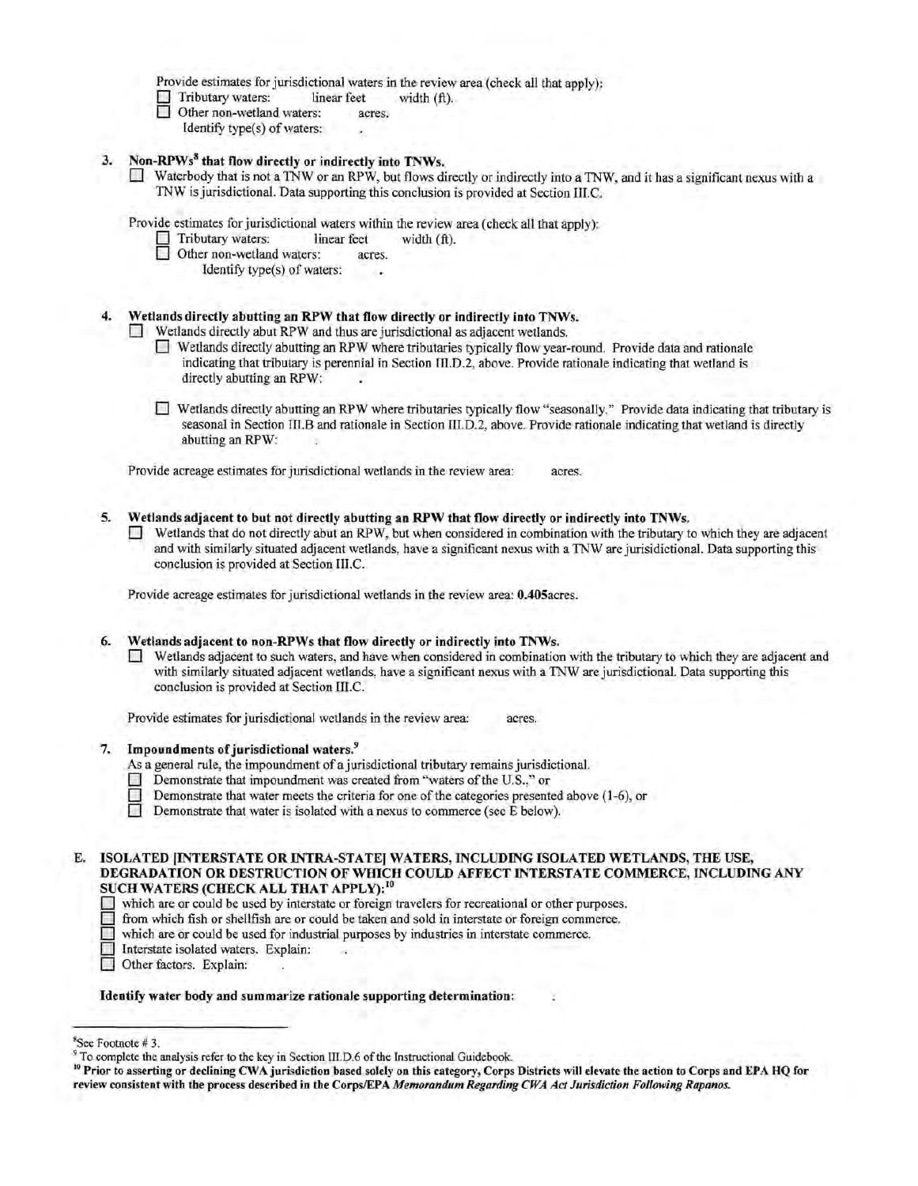Provide estimates for jurisdictional waters in the review area (check all that apply):
- ☐ Tributary waters: linear feet width (ft).
- ☐ Other non-wetland waters: acres.
  Identify type(s) of waters: .

**3. Non-RPWs[8] that flow directly or indirectly into TNWs.**

☐ Waterbody that is not a TNW or an RPW, but flows directly or indirectly into a TNW, and it has a significant nexus with a TNW is jurisdictional. Data supporting this conclusion is provided at Section III.C.

Provide estimates for jurisdictional waters within the review area (check all that apply):
- ☐ Tributary waters: linear feet width (ft).
- ☐ Other non-wetland waters: acres.
  Identify type(s) of waters: .

**4. Wetlands directly abutting an RPW that flow directly or indirectly into TNWs.**

☐ Wetlands directly abut RPW and thus are jurisdictional as adjacent wetlands.

- ☐ Wetlands directly abutting an RPW where tributaries typically flow year-round. Provide data and rationale indicating that tributary is perennial in Section III.D.2, above. Provide rationale indicating that wetland is directly abutting an RPW: .

- ☐ Wetlands directly abutting an RPW where tributaries typically flow "seasonally." Provide data indicating that tributary is seasonal in Section III.B and rationale in Section III.D.2, above. Provide rationale indicating that wetland is directly abutting an RPW: .

Provide acreage estimates for jurisdictional wetlands in the review area: acres.

**5. Wetlands adjacent to but not directly abutting an RPW that flow directly or indirectly into TNWs.**

☐ Wetlands that do not directly abut an RPW, but when considered in combination with the tributary to which they are adjacent and with similarly situated adjacent wetlands, have a significant nexus with a TNW are jurisidictional. Data supporting this conclusion is provided at Section III.C.

Provide acreage estimates for jurisdictional wetlands in the review area: **0.405**acres.

**6. Wetlands adjacent to non-RPWs that flow directly or indirectly into TNWs.**

☐ Wetlands adjacent to such waters, and have when considered in combination with the tributary to which they are adjacent and with similarly situated adjacent wetlands, have a significant nexus with a TNW are jurisdictional. Data supporting this conclusion is provided at Section III.C.

Provide estimates for jurisdictional wetlands in the review area: acres.

**7. Impoundments of jurisdictional waters.[9]**

As a general rule, the impoundment of a jurisdictional tributary remains jurisdictional.
- ☐ Demonstrate that impoundment was created from "waters of the U.S.," or
- ☐ Demonstrate that water meets the criteria for one of the categories presented above (1-6), or
- ☐ Demonstrate that water is isolated with a nexus to commerce (see E below).

**E. ISOLATED [INTERSTATE OR INTRA-STATE] WATERS, INCLUDING ISOLATED WETLANDS, THE USE, DEGRADATION OR DESTRUCTION OF WHICH COULD AFFECT INTERSTATE COMMERCE, INCLUDING ANY SUCH WATERS (CHECK ALL THAT APPLY):[10]**

- ☐ which are or could be used by interstate or foreign travelers for recreational or other purposes.
- ☐ from which fish or shellfish are or could be taken and sold in interstate or foreign commerce.
- ☐ which are or could be used for industrial purposes by industries in interstate commerce.
- ☐ Interstate isolated waters. Explain: .
- ☐ Other factors. Explain: .

**Identify water body and summarize rationale supporting determination:** .

---

[8] See Footnote # 3.

[9] To complete the analysis refer to the key in Section III.D.6 of the Instructional Guidebook.

[10] **Prior to asserting or declining CWA jurisdiction based solely on this category, Corps Districts will elevate the action to Corps and EPA HQ for review consistent with the process described in the Corps/EPA *Memorandum Regarding CWA Act Jurisdiction Following Rapanos.***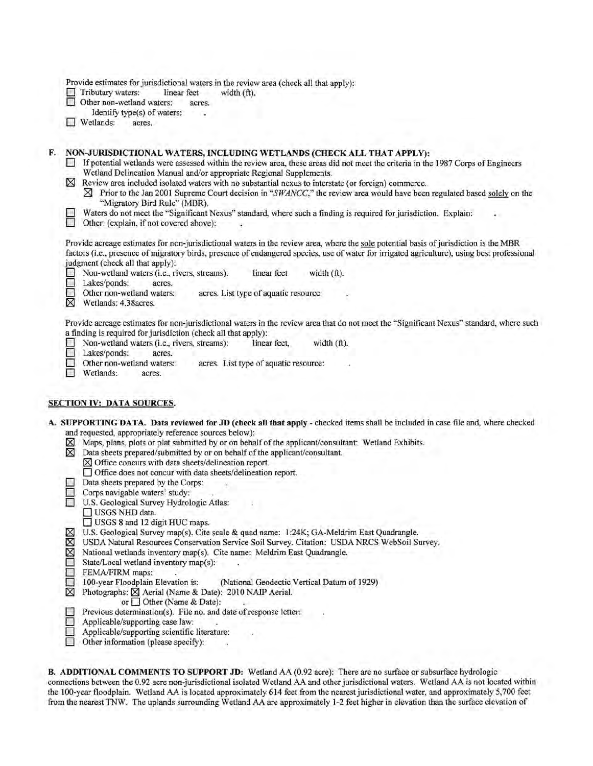Provide estimates for jurisdictional waters in the review area (check all that apply):

- ☐ Tributary waters: linear feet width (ft).
- ☐ Other non-wetland waters: acres.
  - Identify type(s) of waters: .
- ☐ Wetlands: acres.

**F. NON-JURISDICTIONAL WATERS, INCLUDING WETLANDS (CHECK ALL THAT APPLY):**

- ☐ If potential wetlands were assessed within the review area, these areas did not meet the criteria in the 1987 Corps of Engineers Wetland Delineation Manual and/or appropriate Regional Supplements.
- ☒ Review area included isolated waters with no substantial nexus to interstate (or foreign) commerce.
  - ☒ Prior to the Jan 2001 Supreme Court decision in "*SWANCC*," the review area would have been regulated based solely on the "Migratory Bird Rule" (MBR).
- ☐ Waters do not meet the "Significant Nexus" standard, where such a finding is required for jurisdiction. Explain: .
- ☐ Other: (explain, if not covered above): .

Provide acreage estimates for non-jurisdictional waters in the review area, where the sole potential basis of jurisdiction is the MBR factors (i.e., presence of migratory birds, presence of endangered species, use of water for irrigated agriculture), using best professional judgment (check all that apply):

- ☐ Non-wetland waters (i.e., rivers, streams): linear feet width (ft).
- ☐ Lakes/ponds: acres.
- ☐ Other non-wetland waters: acres. List type of aquatic resource: .
- ☒ Wetlands: 4.38acres.

Provide acreage estimates for non-jurisdictional waters in the review area that do not meet the "Significant Nexus" standard, where such a finding is required for jurisdiction (check all that apply):

- ☐ Non-wetland waters (i.e., rivers, streams): linear feet, width (ft).
- ☐ Lakes/ponds: acres.
- ☐ Other non-wetland waters: acres. List type of aquatic resource: .
- ☐ Wetlands: acres.

## SECTION IV: DATA SOURCES.

**A. SUPPORTING DATA. Data reviewed for JD (check all that apply** - checked items shall be included in case file and, where checked and requested, appropriately reference sources below):

- ☒ Maps, plans, plots or plat submitted by or on behalf of the applicant/consultant: Wetland Exhibits.
- ☒ Data sheets prepared/submitted by or on behalf of the applicant/consultant.
  - ☒ Office concurs with data sheets/delineation report.
  - ☐ Office does not concur with data sheets/delineation report.
- ☐ Data sheets prepared by the Corps: .
- ☐ Corps navigable waters' study: .
- ☐ U.S. Geological Survey Hydrologic Atlas: .
  - ☐ USGS NHD data.
  - ☐ USGS 8 and 12 digit HUC maps.
- ☒ U.S. Geological Survey map(s). Cite scale & quad name: 1:24K; GA-Meldrim East Quadrangle.
- ☒ USDA Natural Resources Conservation Service Soil Survey. Citation: USDA NRCS WebSoil Survey.
- ☒ National wetlands inventory map(s). Cite name: Meldrim East Quadrangle.
- ☐ State/Local wetland inventory map(s): .
- ☐ FEMA/FIRM maps: .
- ☐ 100-year Floodplain Elevation is: (National Geodectic Vertical Datum of 1929)
- ☒ Photographs: ☒ Aerial (Name & Date): 2010 NAIP Aerial.
  - or ☐ Other (Name & Date): .
- ☐ Previous determination(s). File no. and date of response letter: .
- ☐ Applicable/supporting case law: .
- ☐ Applicable/supporting scientific literature: .
- ☐ Other information (please specify): .

**B. ADDITIONAL COMMENTS TO SUPPORT JD:** Wetland AA (0.92 acre): There are no surface or subsurface hydrologic connections between the 0.92 acre non-jurisdictional isolated Wetland AA and other jurisdictional waters. Wetland AA is not located within the 100-year floodplain. Wetland AA is located approximately 614 feet from the nearest jurisdictional water, and approximately 5,700 feet from the nearest TNW. The uplands surrounding Wetland AA are approximately 1-2 feet higher in elevation than the surface elevation of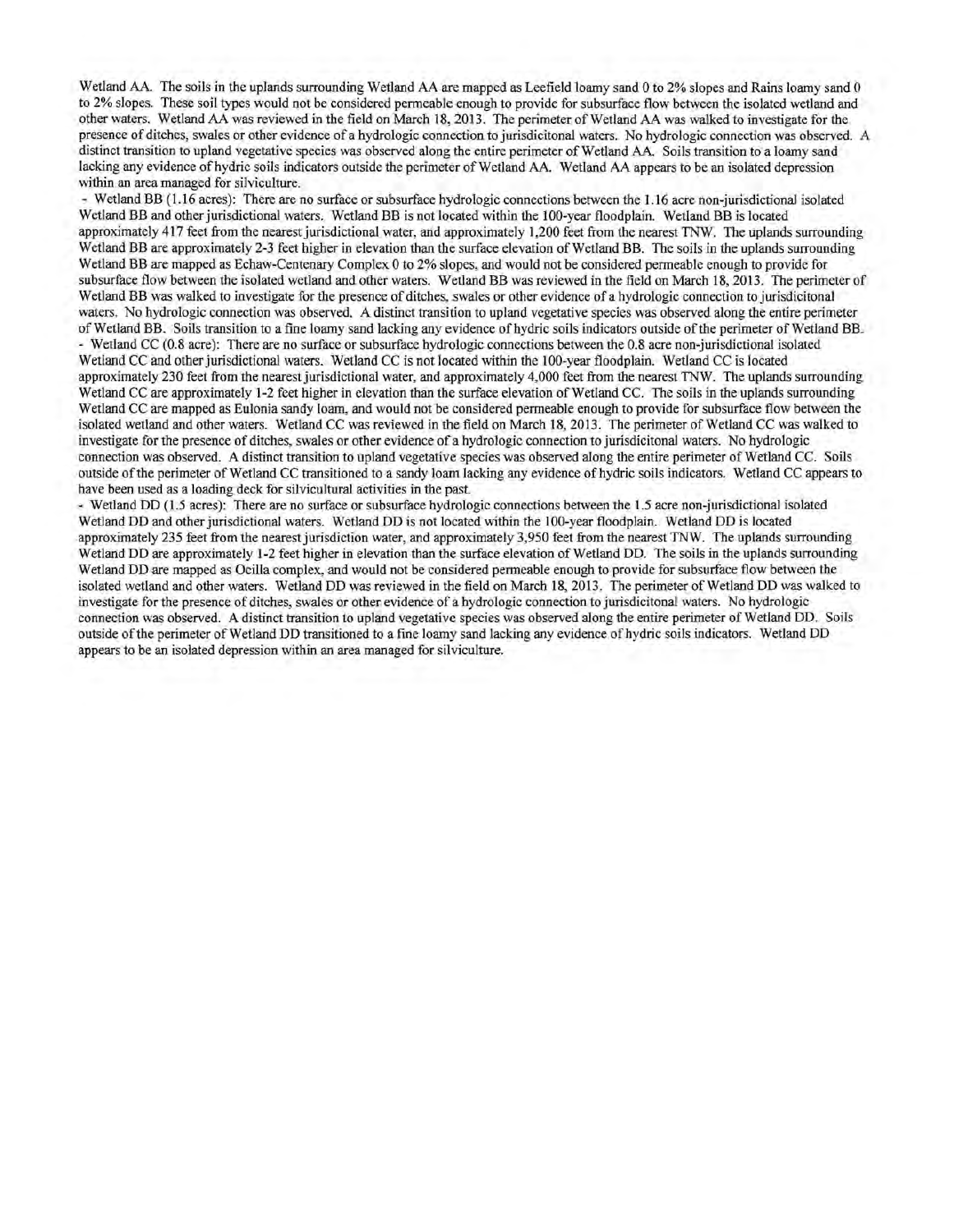Wetland AA. The soils in the uplands surrounding Wetland AA are mapped as Leefield loamy sand 0 to 2% slopes and Rains loamy sand 0 to 2% slopes. These soil types would not be considered permeable enough to provide for subsurface flow between the isolated wetland and other waters. Wetland AA was reviewed in the field on March 18, 2013. The perimeter of Wetland AA was walked to investigate for the presence of ditches, swales or other evidence of a hydrologic connection to jurisdicitonal waters. No hydrologic connection was observed. A distinct transition to upland vegetative species was observed along the entire perimeter of Wetland AA. Soils transition to a loamy sand lacking any evidence of hydric soils indicators outside the perimeter of Wetland AA. Wetland AA appears to be an isolated depression within an area managed for silviculture.

- Wetland BB (1.16 acres): There are no surface or subsurface hydrologic connections between the 1.16 acre non-jurisdictional isolated Wetland BB and other jurisdictional waters. Wetland BB is not located within the 100-year floodplain. Wetland BB is located approximately 417 feet from the nearest jurisdictional water, and approximately 1,200 feet from the nearest TNW. The uplands surrounding Wetland BB are approximately 2-3 feet higher in elevation than the surface elevation of Wetland BB. The soils in the uplands surrounding Wetland BB are mapped as Echaw-Centenary Complex 0 to 2% slopes, and would not be considered permeable enough to provide for subsurface flow between the isolated wetland and other waters. Wetland BB was reviewed in the field on March 18, 2013. The perimeter of Wetland BB was walked to investigate for the presence of ditches, swales or other evidence of a hydrologic connection to jurisdicitonal waters. No hydrologic connection was observed. A distinct transition to upland vegetative species was observed along the entire perimeter of Wetland BB. Soils transition to a fine loamy sand lacking any evidence of hydric soils indicators outside of the perimeter of Wetland BB.
- Wetland CC (0.8 acre): There are no surface or subsurface hydrologic connections between the 0.8 acre non-jurisdictional isolated Wetland CC and other jurisdictional waters. Wetland CC is not located within the 100-year floodplain. Wetland CC is located approximately 230 feet from the nearest jurisdictional water, and approximately 4,000 feet from the nearest TNW. The uplands surrounding Wetland CC are approximately 1-2 feet higher in elevation than the surface elevation of Wetland CC. The soils in the uplands surrounding Wetland CC are mapped as Eulonia sandy loam, and would not be considered permeable enough to provide for subsurface flow between the isolated wetland and other waters. Wetland CC was reviewed in the field on March 18, 2013. The perimeter of Wetland CC was walked to investigate for the presence of ditches, swales or other evidence of a hydrologic connection to jurisdicitonal waters. No hydrologic connection was observed. A distinct transition to upland vegetative species was observed along the entire perimeter of Wetland CC. Soils outside of the perimeter of Wetland CC transitioned to a sandy loam lacking any evidence of hydric soils indicators. Wetland CC appears to have been used as a loading deck for silvicultural activities in the past.
- Wetland DD (1.5 acres): There are no surface or subsurface hydrologic connections between the 1.5 acre non-jurisdictional isolated Wetland DD and other jurisdictional waters. Wetland DD is not located within the 100-year floodplain. Wetland DD is located approximately 235 feet from the nearest jurisdiction water, and approximately 3,950 feet from the nearest TNW. The uplands surrounding Wetland DD are approximately 1-2 feet higher in elevation than the surface elevation of Wetland DD. The soils in the uplands surrounding Wetland DD are mapped as Ocilla complex, and would not be considered permeable enough to provide for subsurface flow between the isolated wetland and other waters. Wetland DD was reviewed in the field on March 18, 2013. The perimeter of Wetland DD was walked to investigate for the presence of ditches, swales or other evidence of a hydrologic connection to jurisdicitonal waters. No hydrologic connection was observed. A distinct transition to upland vegetative species was observed along the entire perimeter of Wetland DD. Soils outside of the perimeter of Wetland DD transitioned to a fine loamy sand lacking any evidence of hydric soils indicators. Wetland DD appears to be an isolated depression within an area managed for silviculture.